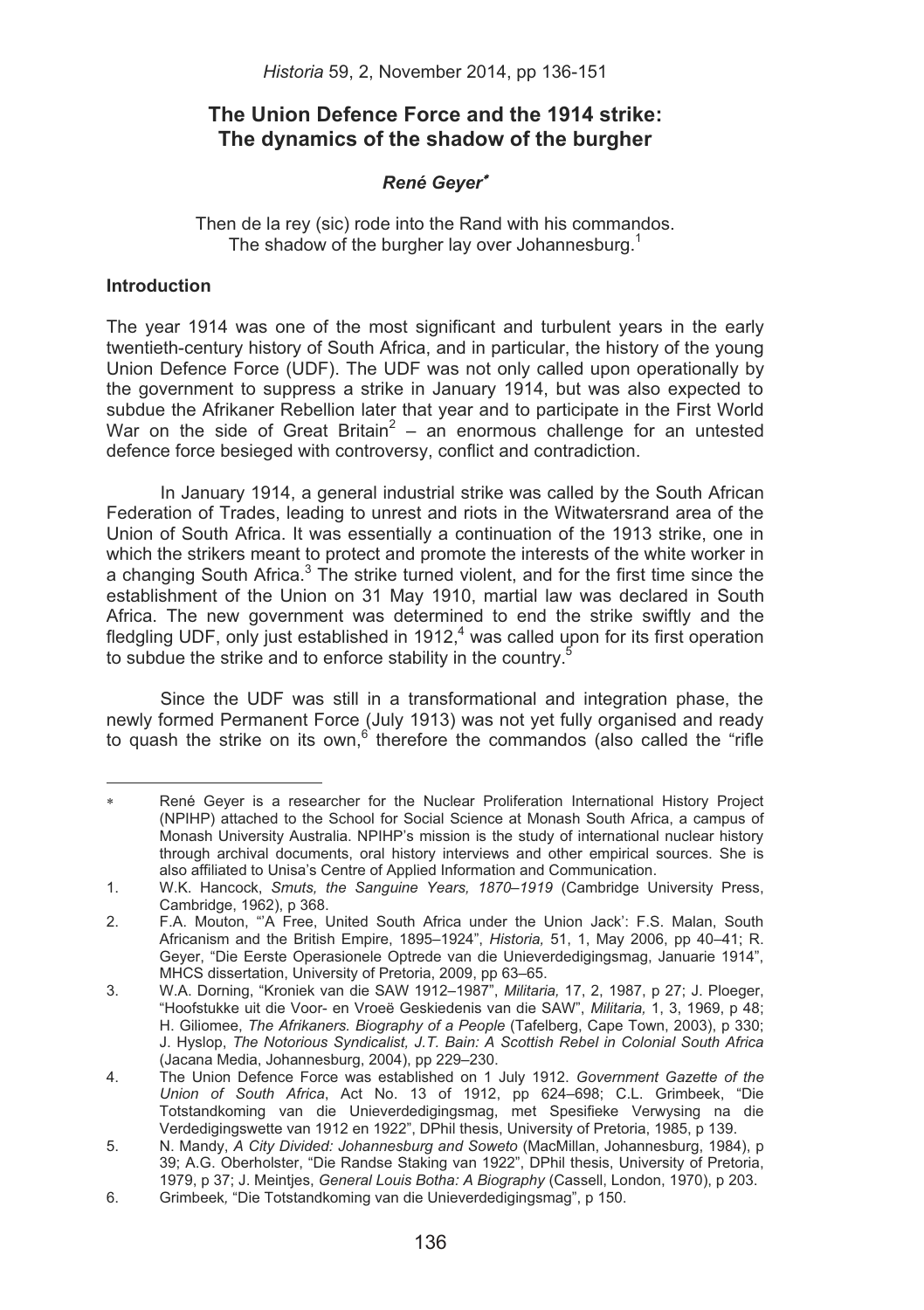# The Union Defence Force and the 1914 strike: The dynamics of the shadow of the burgher

***René Geyer*** [∗]

Then de la rey (sic) rode into the Rand with his commandos.
The shadow of the burgher lay over Johannesburg.[1]

## Introduction

The year 1914 was one of the most significant and turbulent years in the early twentieth-century history of South Africa, and in particular, the history of the young Union Defence Force (UDF). The UDF was not only called upon operationally by the government to suppress a strike in January 1914, but was also expected to subdue the Afrikaner Rebellion later that year and to participate in the First World War on the side of Great Britain[2] – an enormous challenge for an untested defence force besieged with controversy, conflict and contradiction.

In January 1914, a general industrial strike was called by the South African Federation of Trades, leading to unrest and riots in the Witwatersrand area of the Union of South Africa. It was essentially a continuation of the 1913 strike, one in which the strikers meant to protect and promote the interests of the white worker in a changing South Africa.[3] The strike turned violent, and for the first time since the establishment of the Union on 31 May 1910, martial law was declared in South Africa. The new government was determined to end the strike swiftly and the fledgling UDF, only just established in 1912,[4] was called upon for its first operation to subdue the strike and to enforce stability in the country.[5]

Since the UDF was still in a transformational and integration phase, the newly formed Permanent Force (July 1913) was not yet fully organised and ready to quash the strike on its own,[6] therefore the commandos (also called the "rifle

---

∗ René Geyer is a researcher for the Nuclear Proliferation International History Project (NPIHP) attached to the School for Social Science at Monash South Africa, a campus of Monash University Australia. NPIHP's mission is the study of international nuclear history through archival documents, oral history interviews and other empirical sources. She is also affiliated to Unisa's Centre of Applied Information and Communication.

1. W.K. Hancock, *Smuts, the Sanguine Years, 1870–1919* (Cambridge University Press, Cambridge, 1962), p 368.
2. F.A. Mouton, "'A Free, United South Africa under the Union Jack': F.S. Malan, South Africanism and the British Empire, 1895–1924", *Historia,* 51, 1, May 2006, pp 40–41; R. Geyer, "Die Eerste Operasionele Optrede van die Unieverdedigingsmag, Januarie 1914", MHCS dissertation, University of Pretoria, 2009, pp 63–65.
3. W.A. Dorning, "Kroniek van die SAW 1912–1987", *Militaria,* 17, 2, 1987, p 27; J. Ploeger, "Hoofstukke uit die Voor- en Vroeë Geskiedenis van die SAW", *Militaria,* 1, 3, 1969, p 48; H. Giliomee, *The Afrikaners. Biography of a People* (Tafelberg, Cape Town, 2003), p 330; J. Hyslop, *The Notorious Syndicalist, J.T. Bain: A Scottish Rebel in Colonial South Africa* (Jacana Media, Johannesburg, 2004), pp 229–230.
4. The Union Defence Force was established on 1 July 1912. *Government Gazette of the Union of South Africa*, Act No. 13 of 1912, pp 624–698; C.L. Grimbeek, "Die Totstandkoming van die Unieverdedigingsmag, met Spesifieke Verwysing na die Verdedigingswette van 1912 en 1922", DPhil thesis, University of Pretoria, 1985, p 139.
5. N. Mandy, *A City Divided: Johannesburg and Soweto* (MacMillan, Johannesburg, 1984), p 39; A.G. Oberholster, "Die Randse Staking van 1922", DPhil thesis, University of Pretoria, 1979, p 37; J. Meintjes, *General Louis Botha: A Biography* (Cassell, London, 1970), p 203.
6. Grimbeek, "Die Totstandkoming van die Unieverdedigingsmag", p 150.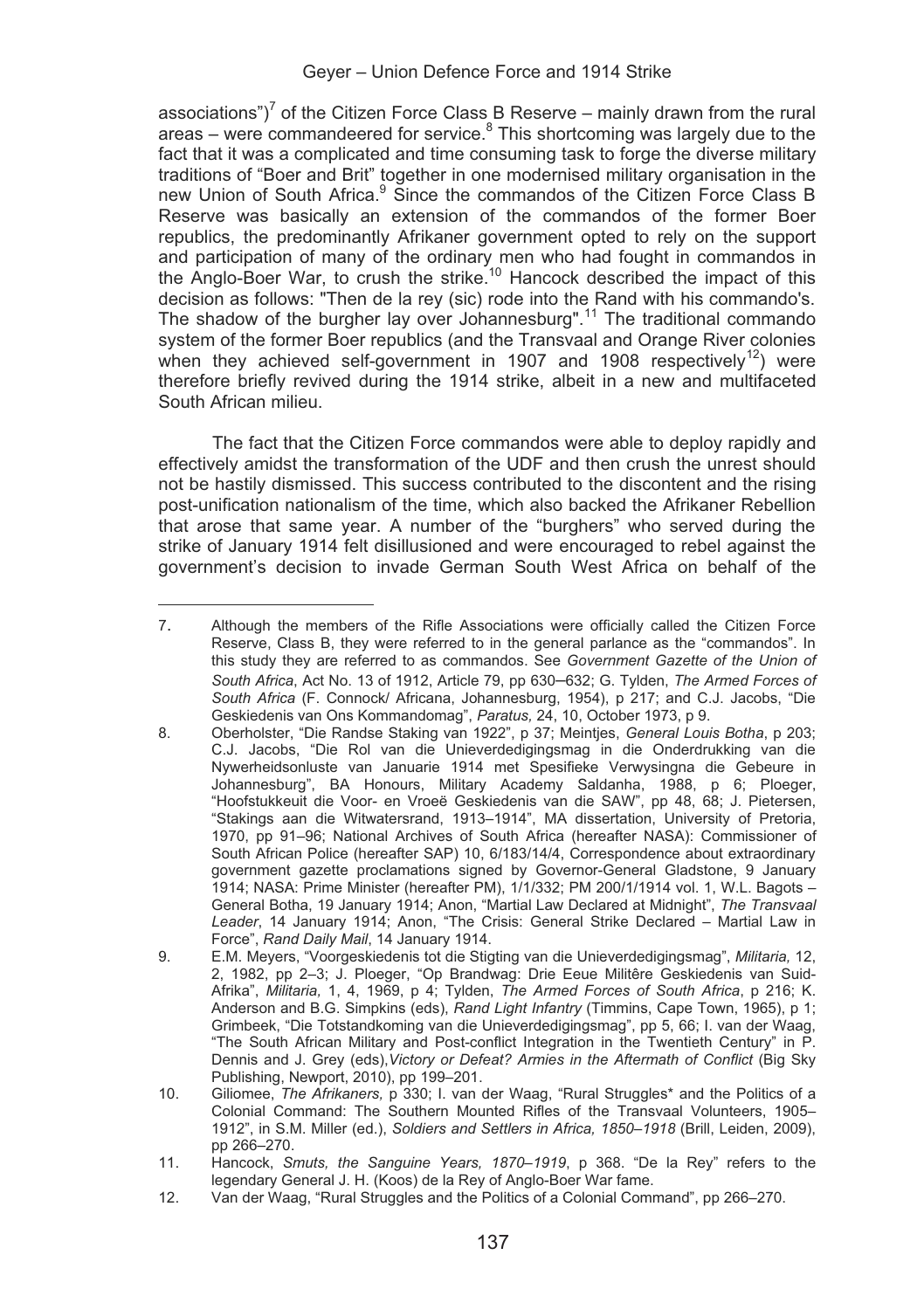associations")[7] of the Citizen Force Class B Reserve – mainly drawn from the rural areas – were commandeered for service.[8] This shortcoming was largely due to the fact that it was a complicated and time consuming task to forge the diverse military traditions of "Boer and Brit" together in one modernised military organisation in the new Union of South Africa.[9] Since the commandos of the Citizen Force Class B Reserve was basically an extension of the commandos of the former Boer republics, the predominantly Afrikaner government opted to rely on the support and participation of many of the ordinary men who had fought in commandos in the Anglo-Boer War, to crush the strike.[10] Hancock described the impact of this decision as follows: "Then de la rey (sic) rode into the Rand with his commando's. The shadow of the burgher lay over Johannesburg".[11] The traditional commando system of the former Boer republics (and the Transvaal and Orange River colonies when they achieved self-government in 1907 and 1908 respectively[12]) were therefore briefly revived during the 1914 strike, albeit in a new and multifaceted South African milieu.

The fact that the Citizen Force commandos were able to deploy rapidly and effectively amidst the transformation of the UDF and then crush the unrest should not be hastily dismissed. This success contributed to the discontent and the rising post-unification nationalism of the time, which also backed the Afrikaner Rebellion that arose that same year. A number of the "burghers" who served during the strike of January 1914 felt disillusioned and were encouraged to rebel against the government's decision to invade German South West Africa on behalf of the

---

7. Although the members of the Rifle Associations were officially called the Citizen Force Reserve, Class B, they were referred to in the general parlance as the "commandos". In this study they are referred to as commandos. See *Government Gazette of the Union of South Africa*, Act No. 13 of 1912, Article 79, pp 630–632; G. Tylden, *The Armed Forces of South Africa* (F. Connock/ Africana, Johannesburg, 1954), p 217; and C.J. Jacobs, "Die Geskiedenis van Ons Kommandomag", *Paratus,* 24, 10, October 1973, p 9.
8. Oberholster, "Die Randse Staking van 1922", p 37; Meintjes, *General Louis Botha*, p 203; C.J. Jacobs, "Die Rol van die Unieverdedigingsmag in die Onderdrukking van die Nywerheidsonluste van Januarie 1914 met Spesifieke Verwysingna die Gebeure in Johannesburg", BA Honours, Military Academy Saldanha, 1988, p 6; Ploeger, "Hoofstukkeuit die Voor- en Vroeë Geskiedenis van die SAW", pp 48, 68; J. Pietersen, "Stakings aan die Witwatersrand, 1913–1914", MA dissertation, University of Pretoria, 1970, pp 91–96; National Archives of South Africa (hereafter NASA): Commissioner of South African Police (hereafter SAP) 10, 6/183/14/4, Correspondence about extraordinary government gazette proclamations signed by Governor-General Gladstone, 9 January 1914; NASA: Prime Minister (hereafter PM), 1/1/332; PM 200/1/1914 vol. 1, W.L. Bagots – General Botha, 19 January 1914; Anon, "Martial Law Declared at Midnight", *The Transvaal Leader*, 14 January 1914; Anon, "The Crisis: General Strike Declared – Martial Law in Force", *Rand Daily Mail*, 14 January 1914.
9. E.M. Meyers, "Voorgeskiedenis tot die Stigting van die Unieverdedigingsmag", *Militaria,* 12, 2, 1982, pp 2–3; J. Ploeger, "Op Brandwag: Drie Eeue Militêre Geskiedenis van Suid-Afrika", *Militaria,* 1, 4, 1969, p 4; Tylden, *The Armed Forces of South Africa*, p 216; K. Anderson and B.G. Simpkins (eds), *Rand Light Infantry* (Timmins, Cape Town, 1965), p 1; Grimbeek, "Die Totstandkoming van die Unieverdedigingsmag", pp 5, 66; I. van der Waag, "The South African Military and Post-conflict Integration in the Twentieth Century" in P. Dennis and J. Grey (eds),*Victory or Defeat? Armies in the Aftermath of Conflict* (Big Sky Publishing, Newport, 2010), pp 199–201.
10. Giliomee, *The Afrikaners,* p 330; I. van der Waag, "Rural Struggles* and the Politics of a Colonial Command: The Southern Mounted Rifles of the Transvaal Volunteers, 1905–1912", in S.M. Miller (ed.), *Soldiers and Settlers in Africa, 1850–1918* (Brill, Leiden, 2009), pp 266–270.
11. Hancock, *Smuts, the Sanguine Years, 1870–1919*, p 368. "De la Rey" refers to the legendary General J. H. (Koos) de la Rey of Anglo-Boer War fame.
12. Van der Waag, "Rural Struggles and the Politics of a Colonial Command", pp 266–270.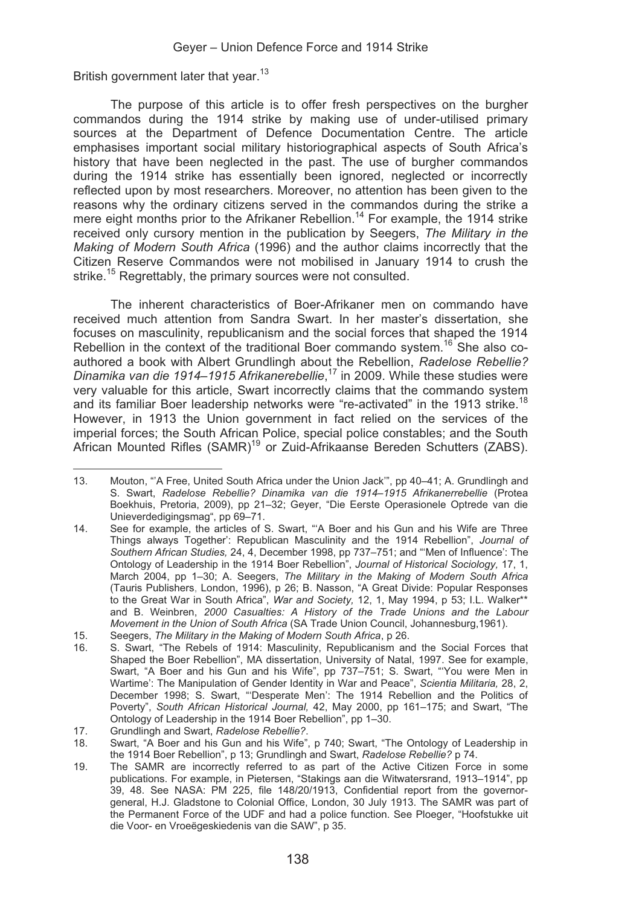British government later that year.[13]

The purpose of this article is to offer fresh perspectives on the burgher commandos during the 1914 strike by making use of under-utilised primary sources at the Department of Defence Documentation Centre. The article emphasises important social military historiographical aspects of South Africa's history that have been neglected in the past. The use of burgher commandos during the 1914 strike has essentially been ignored, neglected or incorrectly reflected upon by most researchers. Moreover, no attention has been given to the reasons why the ordinary citizens served in the commandos during the strike a mere eight months prior to the Afrikaner Rebellion.[14] For example, the 1914 strike received only cursory mention in the publication by Seegers, *The Military in the Making of Modern South Africa* (1996) and the author claims incorrectly that the Citizen Reserve Commandos were not mobilised in January 1914 to crush the strike.[15] Regrettably, the primary sources were not consulted.

The inherent characteristics of Boer-Afrikaner men on commando have received much attention from Sandra Swart. In her master's dissertation, she focuses on masculinity, republicanism and the social forces that shaped the 1914 Rebellion in the context of the traditional Boer commando system.[16] She also co-authored a book with Albert Grundlingh about the Rebellion, *Radelose Rebellie? Dinamika van die 1914–1915 Afrikanerrebellie*,[17] in 2009. While these studies were very valuable for this article, Swart incorrectly claims that the commando system and its familiar Boer leadership networks were "re-activated" in the 1913 strike.[18] However, in 1913 the Union government in fact relied on the services of the imperial forces; the South African Police, special police constables; and the South African Mounted Rifles (SAMR)[19] or Zuid-Afrikaanse Bereden Schutters (ZABS).

---

13. Mouton, "'A Free, United South Africa under the Union Jack'", pp 40–41; A. Grundlingh and S. Swart, *Radelose Rebellie? Dinamika van die 1914–1915 Afrikanerrebellie* (Protea Boekhuis, Pretoria, 2009), pp 21–32; Geyer, "Die Eerste Operasionele Optrede van die Unieverdedigingsmag", pp 69–71.
14. See for example, the articles of S. Swart, "'A Boer and his Gun and his Wife are Three Things always Together': Republican Masculinity and the 1914 Rebellion", *Journal of Southern African Studies,* 24, 4, December 1998, pp 737–751; and "'Men of Influence': The Ontology of Leadership in the 1914 Boer Rebellion", *Journal of Historical Sociology,* 17, 1, March 2004, pp 1–30; A. Seegers, *The Military in the Making of Modern South Africa* (Tauris Publishers, London, 1996), p 26; B. Nasson, "A Great Divide: Popular Responses to the Great War in South Africa", *War and Society,* 12, 1, May 1994, p 53; I.L. Walker** and B. Weinbren, *2000 Casualties: A History of the Trade Unions and the Labour Movement in the Union of South Africa* (SA Trade Union Council, Johannesburg,1961).
15. Seegers, *The Military in the Making of Modern South Africa*, p 26.
16. S. Swart, "The Rebels of 1914: Masculinity, Republicanism and the Social Forces that Shaped the Boer Rebellion", MA dissertation, University of Natal, 1997. See for example, Swart, "A Boer and his Gun and his Wife", pp 737–751; S. Swart, "'You were Men in Wartime': The Manipulation of Gender Identity in War and Peace", *Scientia Militaria,* 28, 2, December 1998; S. Swart, "'Desperate Men': The 1914 Rebellion and the Politics of Poverty", *South African Historical Journal,* 42, May 2000, pp 161–175; and Swart, "The Ontology of Leadership in the 1914 Boer Rebellion", pp 1–30.
17. Grundlingh and Swart, *Radelose Rebellie?*.
18. Swart, "A Boer and his Gun and his Wife", p 740; Swart, "The Ontology of Leadership in the 1914 Boer Rebellion", p 13; Grundlingh and Swart, *Radelose Rebellie?* p 74.
19. The SAMR are incorrectly referred to as part of the Active Citizen Force in some publications. For example, in Pietersen, "Stakings aan die Witwatersrand, 1913–1914", pp 39, 48. See NASA: PM 225, file 148/20/1913, Confidential report from the governor-general, H.J. Gladstone to Colonial Office, London, 30 July 1913. The SAMR was part of the Permanent Force of the UDF and had a police function. See Ploeger, "Hoofstukke uit die Voor- en Vroeëgeskiedenis van die SAW", p 35.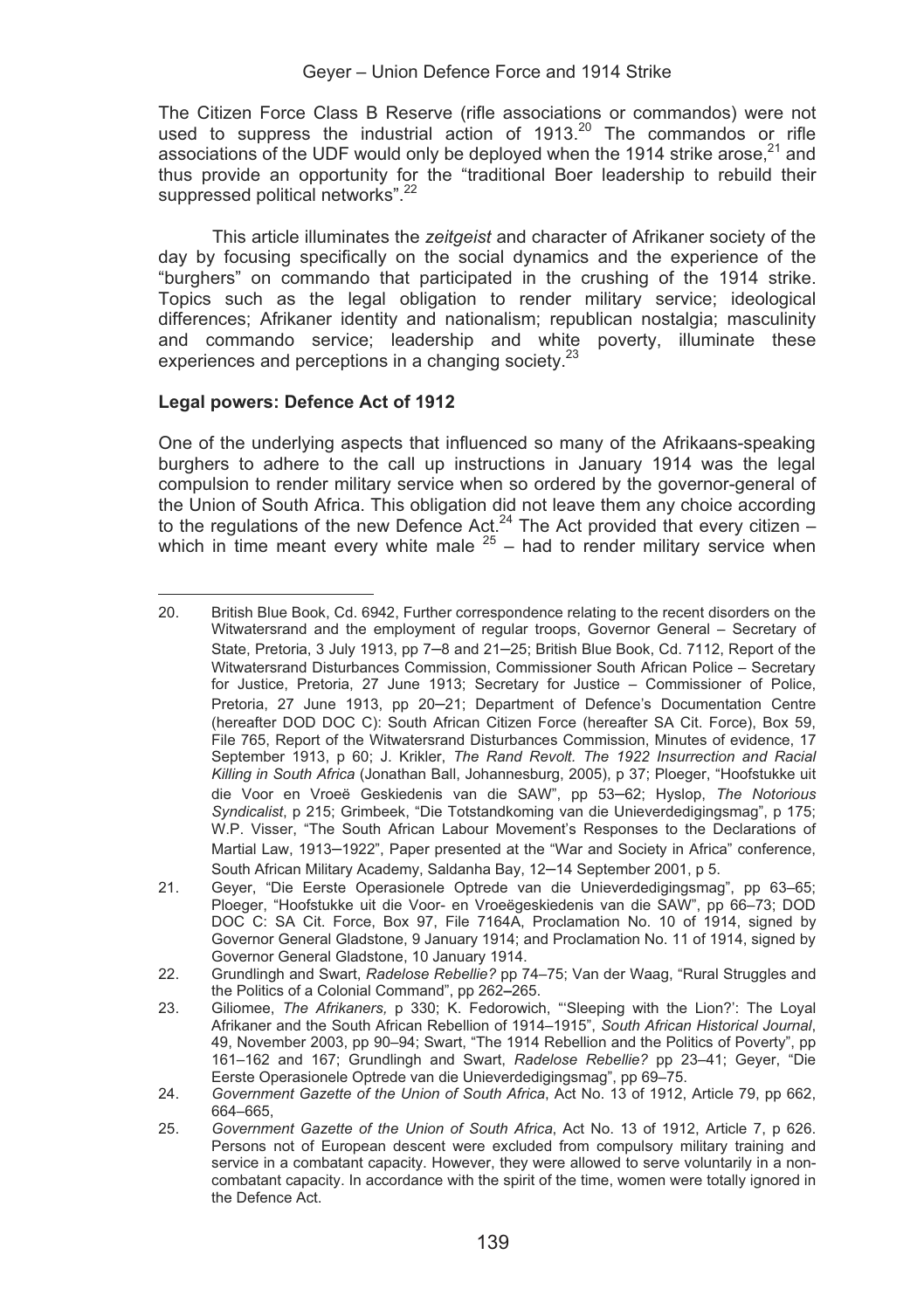The Citizen Force Class B Reserve (rifle associations or commandos) were not used to suppress the industrial action of 1913.[20] The commandos or rifle associations of the UDF would only be deployed when the 1914 strike arose,[21] and thus provide an opportunity for the "traditional Boer leadership to rebuild their suppressed political networks".[22]

This article illuminates the *zeitgeist* and character of Afrikaner society of the day by focusing specifically on the social dynamics and the experience of the "burghers" on commando that participated in the crushing of the 1914 strike. Topics such as the legal obligation to render military service; ideological differences; Afrikaner identity and nationalism; republican nostalgia; masculinity and commando service; leadership and white poverty, illuminate these experiences and perceptions in a changing society.[23]

### Legal powers: Defence Act of 1912

One of the underlying aspects that influenced so many of the Afrikaans-speaking burghers to adhere to the call up instructions in January 1914 was the legal compulsion to render military service when so ordered by the governor-general of the Union of South Africa. This obligation did not leave them any choice according to the regulations of the new Defence Act.[24] The Act provided that every citizen – which in time meant every white male [25] – had to render military service when

---

20. British Blue Book, Cd. 6942, Further correspondence relating to the recent disorders on the Witwatersrand and the employment of regular troops, Governor General – Secretary of State, Pretoria, 3 July 1913, pp 7–8 and 21–25; British Blue Book, Cd. 7112, Report of the Witwatersrand Disturbances Commission, Commissioner South African Police – Secretary for Justice, Pretoria, 27 June 1913; Secretary for Justice – Commissioner of Police, Pretoria, 27 June 1913, pp 20–21; Department of Defence's Documentation Centre (hereafter DOD DOC C): South African Citizen Force (hereafter SA Cit. Force), Box 59, File 765, Report of the Witwatersrand Disturbances Commission, Minutes of evidence, 17 September 1913, p 60; J. Krikler, *The Rand Revolt. The 1922 Insurrection and Racial Killing in South Africa* (Jonathan Ball, Johannesburg, 2005), p 37; Ploeger, "Hoofstukke uit die Voor en Vroeë Geskiedenis van die SAW", pp 53–62; Hyslop, *The Notorious Syndicalist*, p 215; Grimbeek, "Die Totstandkoming van die Unieverdedigingsmag", p 175; W.P. Visser, "The South African Labour Movement's Responses to the Declarations of Martial Law, 1913–1922", Paper presented at the "War and Society in Africa" conference, South African Military Academy, Saldanha Bay, 12–14 September 2001, p 5.
21. Geyer, "Die Eerste Operasionele Optrede van die Unieverdedigingsmag", pp 63–65; Ploeger, "Hoofstukke uit die Voor- en Vroeëgeskiedenis van die SAW", pp 66–73; DOD DOC C: SA Cit. Force, Box 97, File 7164A, Proclamation No. 10 of 1914, signed by Governor General Gladstone, 9 January 1914; and Proclamation No. 11 of 1914, signed by Governor General Gladstone, 10 January 1914.
22. Grundlingh and Swart, *Radelose Rebellie?* pp 74–75; Van der Waag, "Rural Struggles and the Politics of a Colonial Command", pp 262–265.
23. Giliomee, *The Afrikaners,* p 330; K. Fedorowich, "'Sleeping with the Lion?': The Loyal Afrikaner and the South African Rebellion of 1914–1915", *South African Historical Journal*, 49, November 2003, pp 90–94; Swart, "The 1914 Rebellion and the Politics of Poverty", pp 161–162 and 167; Grundlingh and Swart, *Radelose Rebellie?* pp 23–41; Geyer, "Die Eerste Operasionele Optrede van die Unieverdedigingsmag", pp 69–75.
24. *Government Gazette of the Union of South Africa*, Act No. 13 of 1912, Article 79, pp 662, 664–665,
25. *Government Gazette of the Union of South Africa*, Act No. 13 of 1912, Article 7, p 626. Persons not of European descent were excluded from compulsory military training and service in a combatant capacity. However, they were allowed to serve voluntarily in a non-combatant capacity. In accordance with the spirit of the time, women were totally ignored in the Defence Act.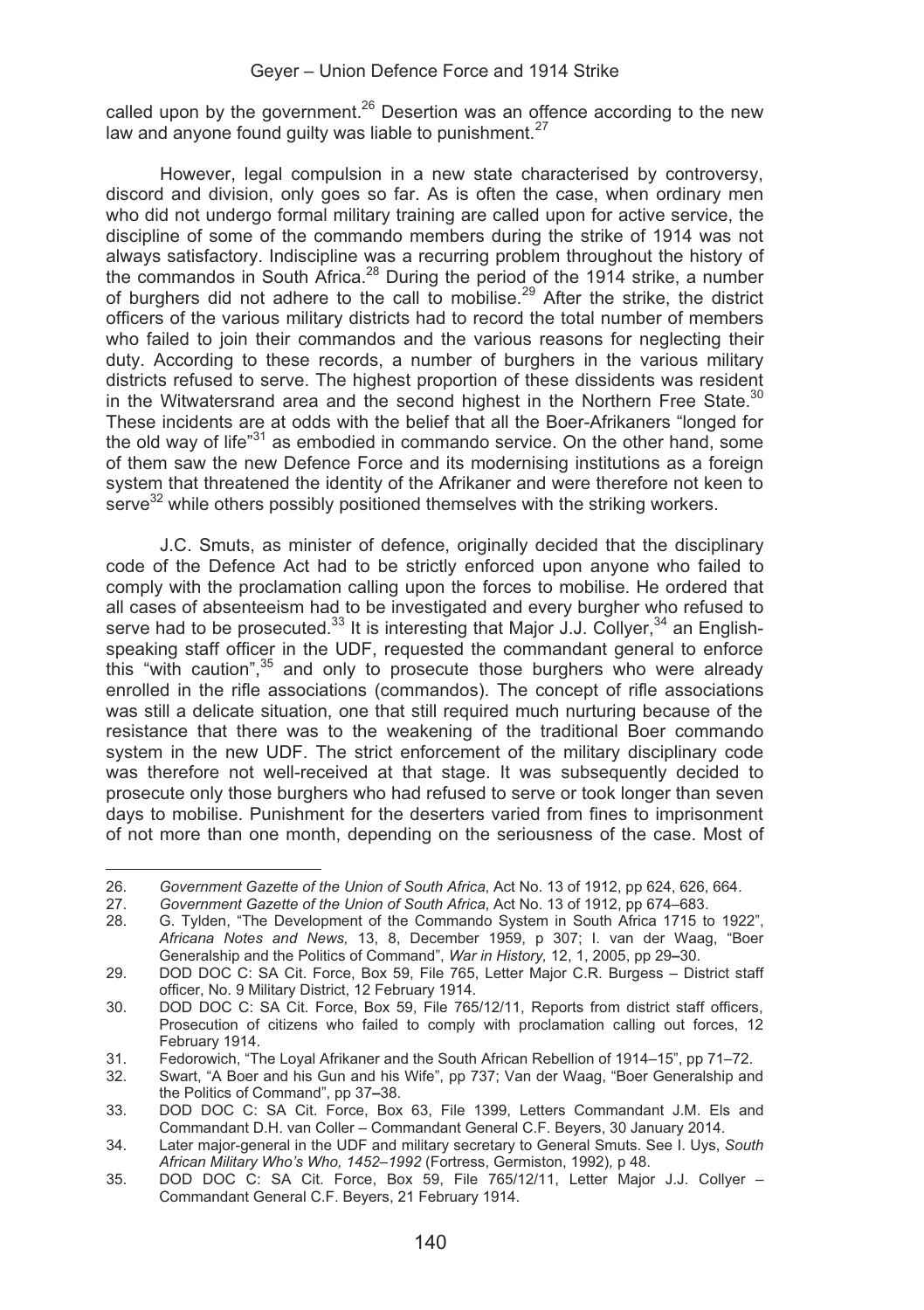called upon by the government.[26] Desertion was an offence according to the new law and anyone found guilty was liable to punishment.[27]

However, legal compulsion in a new state characterised by controversy, discord and division, only goes so far. As is often the case, when ordinary men who did not undergo formal military training are called upon for active service, the discipline of some of the commando members during the strike of 1914 was not always satisfactory. Indiscipline was a recurring problem throughout the history of the commandos in South Africa.[28] During the period of the 1914 strike, a number of burghers did not adhere to the call to mobilise.[29] After the strike, the district officers of the various military districts had to record the total number of members who failed to join their commandos and the various reasons for neglecting their duty. According to these records, a number of burghers in the various military districts refused to serve. The highest proportion of these dissidents was resident in the Witwatersrand area and the second highest in the Northern Free State.[30] These incidents are at odds with the belief that all the Boer-Afrikaners "longed for the old way of life"[31] as embodied in commando service. On the other hand, some of them saw the new Defence Force and its modernising institutions as a foreign system that threatened the identity of the Afrikaner and were therefore not keen to serve[32] while others possibly positioned themselves with the striking workers.

J.C. Smuts, as minister of defence, originally decided that the disciplinary code of the Defence Act had to be strictly enforced upon anyone who failed to comply with the proclamation calling upon the forces to mobilise. He ordered that all cases of absenteeism had to be investigated and every burgher who refused to serve had to be prosecuted.[33] It is interesting that Major J.J. Collyer,[34] an English-speaking staff officer in the UDF, requested the commandant general to enforce this "with caution",[35] and only to prosecute those burghers who were already enrolled in the rifle associations (commandos). The concept of rifle associations was still a delicate situation, one that still required much nurturing because of the resistance that there was to the weakening of the traditional Boer commando system in the new UDF. The strict enforcement of the military disciplinary code was therefore not well-received at that stage. It was subsequently decided to prosecute only those burghers who had refused to serve or took longer than seven days to mobilise. Punishment for the deserters varied from fines to imprisonment of not more than one month, depending on the seriousness of the case. Most of

---

26. *Government Gazette of the Union of South Africa*, Act No. 13 of 1912, pp 624, 626, 664.
27. *Government Gazette of the Union of South Africa*, Act No. 13 of 1912, pp 674–683.
28. G. Tylden, "The Development of the Commando System in South Africa 1715 to 1922", *Africana Notes and News,* 13, 8, December 1959, p 307; I. van der Waag, "Boer Generalship and the Politics of Command", *War in History,* 12, 1, 2005, pp 29–30.
29. DOD DOC C: SA Cit. Force, Box 59, File 765, Letter Major C.R. Burgess – District staff officer, No. 9 Military District, 12 February 1914.
30. DOD DOC C: SA Cit. Force, Box 59, File 765/12/11, Reports from district staff officers, Prosecution of citizens who failed to comply with proclamation calling out forces, 12 February 1914.
31. Fedorowich, "The Loyal Afrikaner and the South African Rebellion of 1914–15", pp 71–72.
32. Swart, "A Boer and his Gun and his Wife", pp 737; Van der Waag, "Boer Generalship and the Politics of Command", pp 37–38.
33. DOD DOC C: SA Cit. Force, Box 63, File 1399, Letters Commandant J.M. Els and Commandant D.H. van Coller – Commandant General C.F. Beyers, 30 January 2014.
34. Later major-general in the UDF and military secretary to General Smuts. See I. Uys, *South African Military Who's Who, 1452–1992* (Fortress, Germiston, 1992), p 48.
35. DOD DOC C: SA Cit. Force, Box 59, File 765/12/11, Letter Major J.J. Collyer – Commandant General C.F. Beyers, 21 February 1914.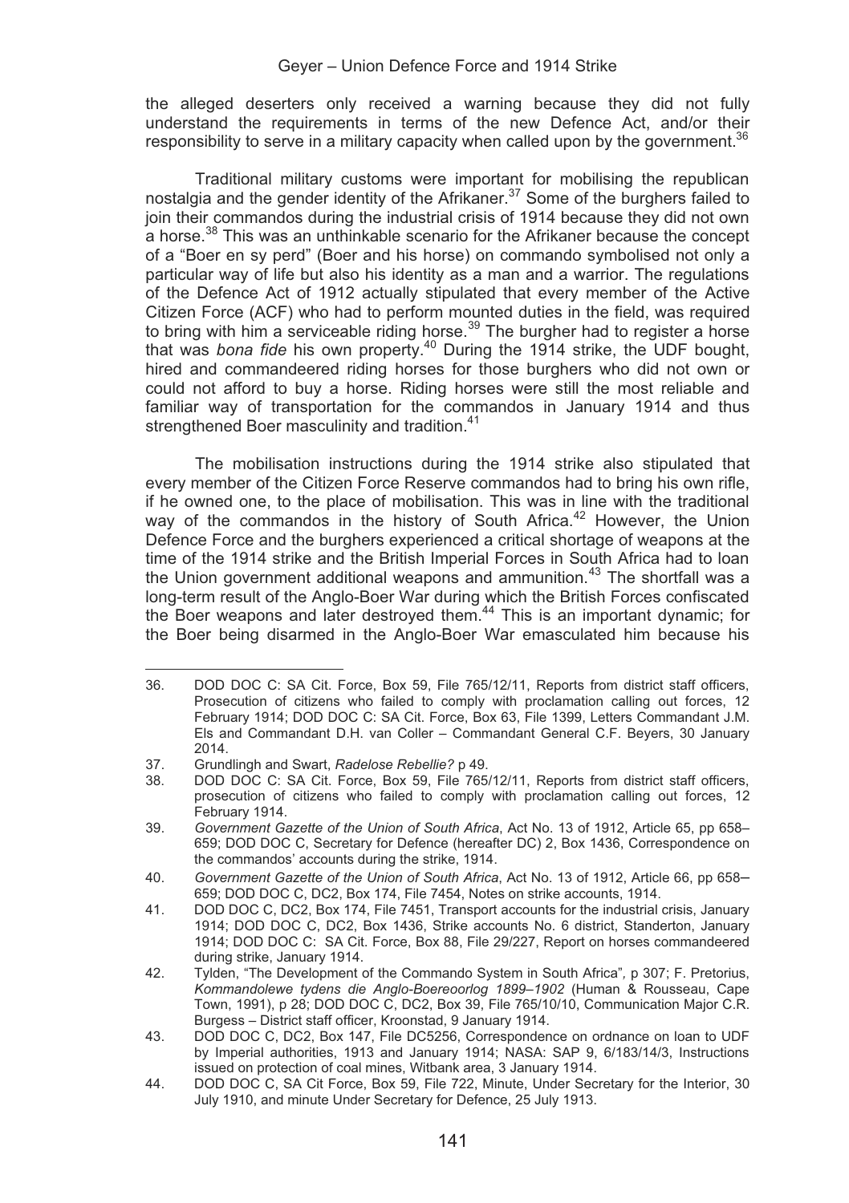the alleged deserters only received a warning because they did not fully understand the requirements in terms of the new Defence Act, and/or their responsibility to serve in a military capacity when called upon by the government.[36]

Traditional military customs were important for mobilising the republican nostalgia and the gender identity of the Afrikaner.[37] Some of the burghers failed to join their commandos during the industrial crisis of 1914 because they did not own a horse.[38] This was an unthinkable scenario for the Afrikaner because the concept of a "Boer en sy perd" (Boer and his horse) on commando symbolised not only a particular way of life but also his identity as a man and a warrior. The regulations of the Defence Act of 1912 actually stipulated that every member of the Active Citizen Force (ACF) who had to perform mounted duties in the field, was required to bring with him a serviceable riding horse.[39] The burgher had to register a horse that was *bona fide* his own property.[40] During the 1914 strike, the UDF bought, hired and commandeered riding horses for those burghers who did not own or could not afford to buy a horse. Riding horses were still the most reliable and familiar way of transportation for the commandos in January 1914 and thus strengthened Boer masculinity and tradition.[41]

The mobilisation instructions during the 1914 strike also stipulated that every member of the Citizen Force Reserve commandos had to bring his own rifle, if he owned one, to the place of mobilisation. This was in line with the traditional way of the commandos in the history of South Africa.[42] However, the Union Defence Force and the burghers experienced a critical shortage of weapons at the time of the 1914 strike and the British Imperial Forces in South Africa had to loan the Union government additional weapons and ammunition.[43] The shortfall was a long-term result of the Anglo-Boer War during which the British Forces confiscated the Boer weapons and later destroyed them.[44] This is an important dynamic; for the Boer being disarmed in the Anglo-Boer War emasculated him because his

---

36. DOD DOC C: SA Cit. Force, Box 59, File 765/12/11, Reports from district staff officers, Prosecution of citizens who failed to comply with proclamation calling out forces, 12 February 1914; DOD DOC C: SA Cit. Force, Box 63, File 1399, Letters Commandant J.M. Els and Commandant D.H. van Coller – Commandant General C.F. Beyers, 30 January 2014.
37. Grundlingh and Swart, *Radelose Rebellie?* p 49.
38. DOD DOC C: SA Cit. Force, Box 59, File 765/12/11, Reports from district staff officers, prosecution of citizens who failed to comply with proclamation calling out forces, 12 February 1914.
39. *Government Gazette of the Union of South Africa*, Act No. 13 of 1912, Article 65, pp 658–659; DOD DOC C, Secretary for Defence (hereafter DC) 2, Box 1436, Correspondence on the commandos' accounts during the strike, 1914.
40. *Government Gazette of the Union of South Africa*, Act No. 13 of 1912, Article 66, pp 658–659; DOD DOC C, DC2, Box 174, File 7454, Notes on strike accounts, 1914.
41. DOD DOC C, DC2, Box 174, File 7451, Transport accounts for the industrial crisis, January 1914; DOD DOC C, DC2, Box 1436, Strike accounts No. 6 district, Standerton, January 1914; DOD DOC C: SA Cit. Force, Box 88, File 29/227, Report on horses commandeered during strike, January 1914.
42. Tylden, "The Development of the Commando System in South Africa", p 307; F. Pretorius, *Kommandolewe tydens die Anglo-Boereoorlog 1899–1902* (Human & Rousseau, Cape Town, 1991), p 28; DOD DOC C, DC2, Box 39, File 765/10/10, Communication Major C.R. Burgess – District staff officer, Kroonstad, 9 January 1914.
43. DOD DOC C, DC2, Box 147, File DC5256, Correspondence on ordnance on loan to UDF by Imperial authorities, 1913 and January 1914; NASA: SAP 9, 6/183/14/3, Instructions issued on protection of coal mines, Witbank area, 3 January 1914.
44. DOD DOC C, SA Cit Force, Box 59, File 722, Minute, Under Secretary for the Interior, 30 July 1910, and minute Under Secretary for Defence, 25 July 1913.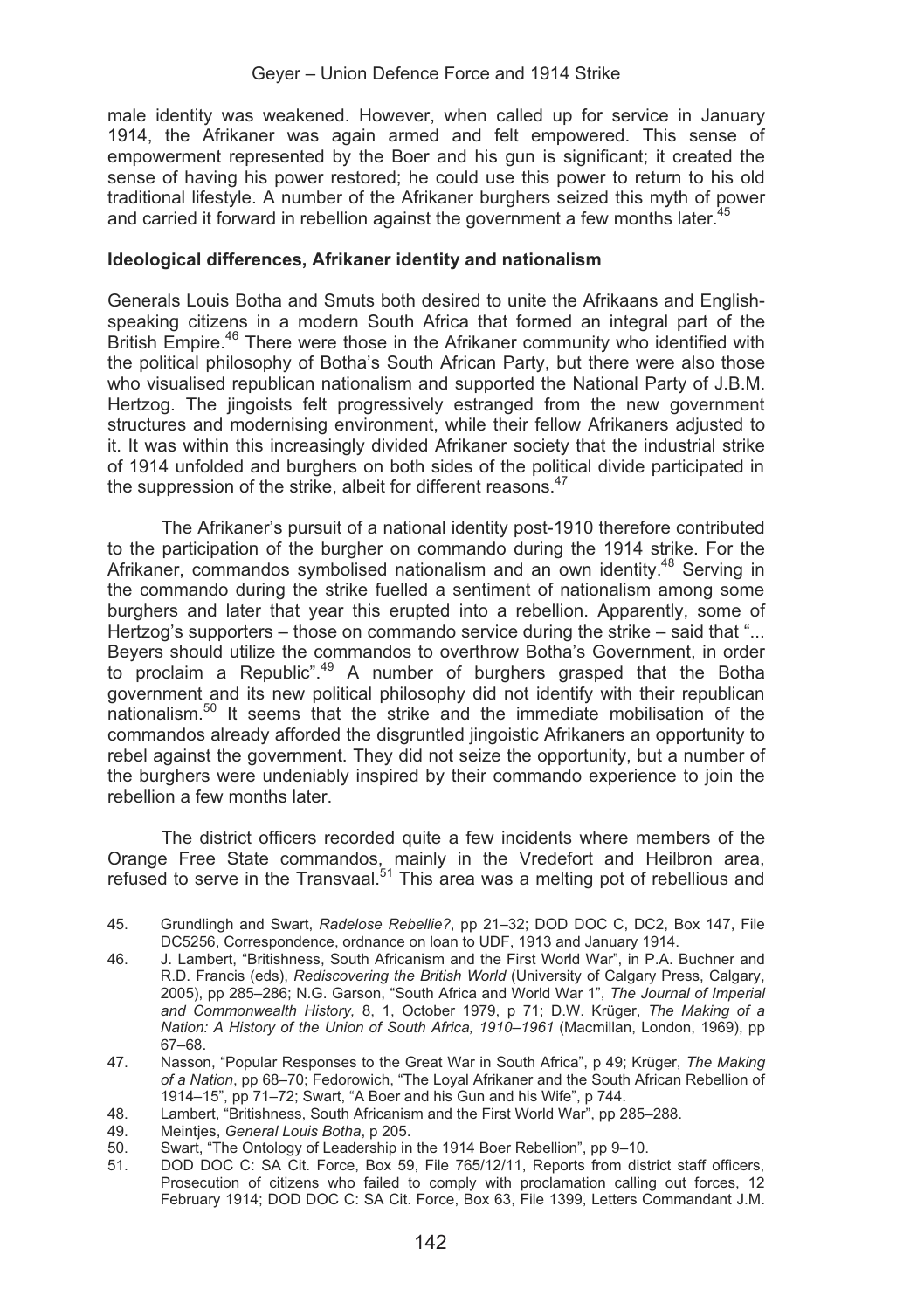male identity was weakened. However, when called up for service in January 1914, the Afrikaner was again armed and felt empowered. This sense of empowerment represented by the Boer and his gun is significant; it created the sense of having his power restored; he could use this power to return to his old traditional lifestyle. A number of the Afrikaner burghers seized this myth of power and carried it forward in rebellion against the government a few months later.[45]

**Ideological differences, Afrikaner identity and nationalism**

Generals Louis Botha and Smuts both desired to unite the Afrikaans and English-speaking citizens in a modern South Africa that formed an integral part of the British Empire.[46] There were those in the Afrikaner community who identified with the political philosophy of Botha's South African Party, but there were also those who visualised republican nationalism and supported the National Party of J.B.M. Hertzog. The jingoists felt progressively estranged from the new government structures and modernising environment, while their fellow Afrikaners adjusted to it. It was within this increasingly divided Afrikaner society that the industrial strike of 1914 unfolded and burghers on both sides of the political divide participated in the suppression of the strike, albeit for different reasons.[47]

The Afrikaner's pursuit of a national identity post-1910 therefore contributed to the participation of the burgher on commando during the 1914 strike. For the Afrikaner, commandos symbolised nationalism and an own identity.[48] Serving in the commando during the strike fuelled a sentiment of nationalism among some burghers and later that year this erupted into a rebellion. Apparently, some of Hertzog's supporters – those on commando service during the strike – said that "... Beyers should utilize the commandos to overthrow Botha's Government, in order to proclaim a Republic".[49] A number of burghers grasped that the Botha government and its new political philosophy did not identify with their republican nationalism.[50] It seems that the strike and the immediate mobilisation of the commandos already afforded the disgruntled jingoistic Afrikaners an opportunity to rebel against the government. They did not seize the opportunity, but a number of the burghers were undeniably inspired by their commando experience to join the rebellion a few months later.

The district officers recorded quite a few incidents where members of the Orange Free State commandos, mainly in the Vredefort and Heilbron area, refused to serve in the Transvaal.[51] This area was a melting pot of rebellious and

---

45. Grundlingh and Swart, *Radelose Rebellie?*, pp 21–32; DOD DOC C, DC2, Box 147, File DC5256, Correspondence, ordnance on loan to UDF, 1913 and January 1914.
46. J. Lambert, "Britishness, South Africanism and the First World War", in P.A. Buchner and R.D. Francis (eds), *Rediscovering the British World* (University of Calgary Press, Calgary, 2005), pp 285–286; N.G. Garson, "South Africa and World War 1", *The Journal of Imperial and Commonwealth History,* 8, 1, October 1979, p 71; D.W. Krüger, *The Making of a Nation: A History of the Union of South Africa, 1910–1961* (Macmillan, London, 1969), pp 67–68.
47. Nasson, "Popular Responses to the Great War in South Africa", p 49; Krüger, *The Making of a Nation*, pp 68–70; Fedorowich, "The Loyal Afrikaner and the South African Rebellion of 1914–15", pp 71–72; Swart, "A Boer and his Gun and his Wife", p 744.
48. Lambert, "Britishness, South Africanism and the First World War", pp 285–288.
49. Meintjes, *General Louis Botha*, p 205.
50. Swart, "The Ontology of Leadership in the 1914 Boer Rebellion", pp 9–10.
51. DOD DOC C: SA Cit. Force, Box 59, File 765/12/11, Reports from district staff officers, Prosecution of citizens who failed to comply with proclamation calling out forces, 12 February 1914; DOD DOC C: SA Cit. Force, Box 63, File 1399, Letters Commandant J.M.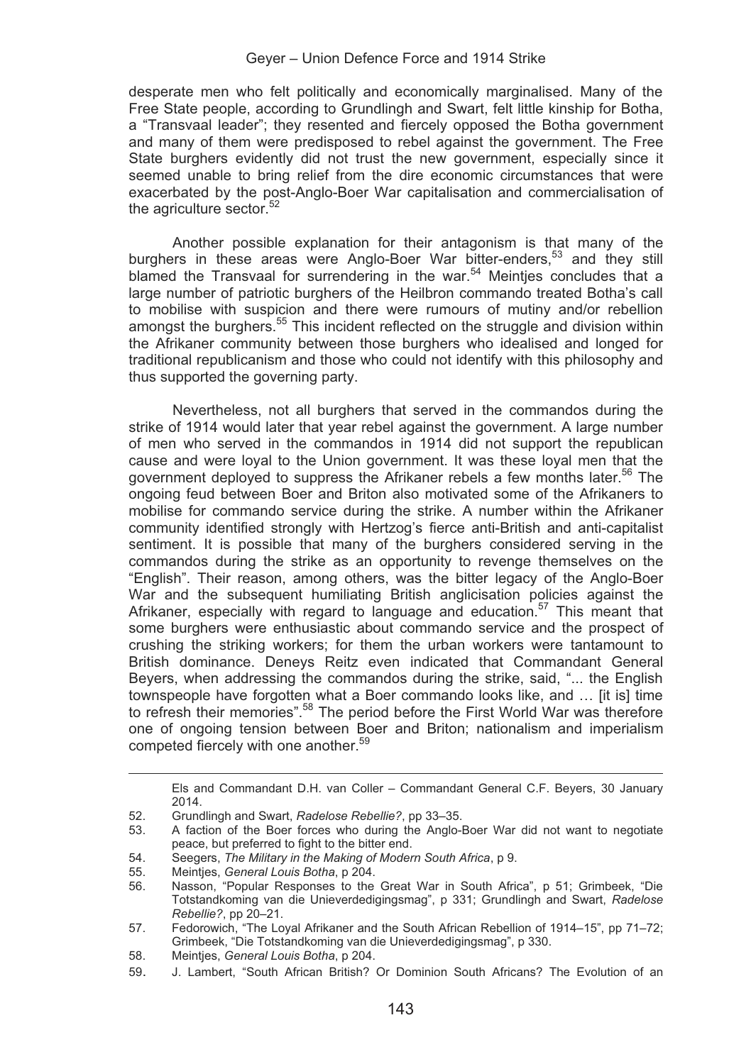desperate men who felt politically and economically marginalised. Many of the Free State people, according to Grundlingh and Swart, felt little kinship for Botha, a "Transvaal leader"; they resented and fiercely opposed the Botha government and many of them were predisposed to rebel against the government. The Free State burghers evidently did not trust the new government, especially since it seemed unable to bring relief from the dire economic circumstances that were exacerbated by the post-Anglo-Boer War capitalisation and commercialisation of the agriculture sector.[52]

Another possible explanation for their antagonism is that many of the burghers in these areas were Anglo-Boer War bitter-enders,[53] and they still blamed the Transvaal for surrendering in the war.[54] Meintjes concludes that a large number of patriotic burghers of the Heilbron commando treated Botha's call to mobilise with suspicion and there were rumours of mutiny and/or rebellion amongst the burghers.[55] This incident reflected on the struggle and division within the Afrikaner community between those burghers who idealised and longed for traditional republicanism and those who could not identify with this philosophy and thus supported the governing party.

Nevertheless, not all burghers that served in the commandos during the strike of 1914 would later that year rebel against the government. A large number of men who served in the commandos in 1914 did not support the republican cause and were loyal to the Union government. It was these loyal men that the government deployed to suppress the Afrikaner rebels a few months later.[56] The ongoing feud between Boer and Briton also motivated some of the Afrikaners to mobilise for commando service during the strike. A number within the Afrikaner community identified strongly with Hertzog's fierce anti-British and anti-capitalist sentiment. It is possible that many of the burghers considered serving in the commandos during the strike as an opportunity to revenge themselves on the "English". Their reason, among others, was the bitter legacy of the Anglo-Boer War and the subsequent humiliating British anglicisation policies against the Afrikaner, especially with regard to language and education.[57] This meant that some burghers were enthusiastic about commando service and the prospect of crushing the striking workers; for them the urban workers were tantamount to British dominance. Deneys Reitz even indicated that Commandant General Beyers, when addressing the commandos during the strike, said, "... the English townspeople have forgotten what a Boer commando looks like, and … [it is] time to refresh their memories".[58] The period before the First World War was therefore one of ongoing tension between Boer and Briton; nationalism and imperialism competed fiercely with one another.[59]

---

Els and Commandant D.H. van Coller – Commandant General C.F. Beyers, 30 January 2014.

52. Grundlingh and Swart, *Radelose Rebellie?*, pp 33–35.
53. A faction of the Boer forces who during the Anglo-Boer War did not want to negotiate peace, but preferred to fight to the bitter end.
54. Seegers, *The Military in the Making of Modern South Africa*, p 9.
55. Meintjes, *General Louis Botha*, p 204.
56. Nasson, "Popular Responses to the Great War in South Africa", p 51; Grimbeek, "Die Totstandkoming van die Unieverdedigingsmag", p 331; Grundlingh and Swart, *Radelose Rebellie?*, pp 20–21.
57. Fedorowich, "The Loyal Afrikaner and the South African Rebellion of 1914–15", pp 71–72; Grimbeek, "Die Totstandkoming van die Unieverdedigingsmag", p 330.
58. Meintjes, *General Louis Botha*, p 204.
59. J. Lambert, "South African British? Or Dominion South Africans? The Evolution of an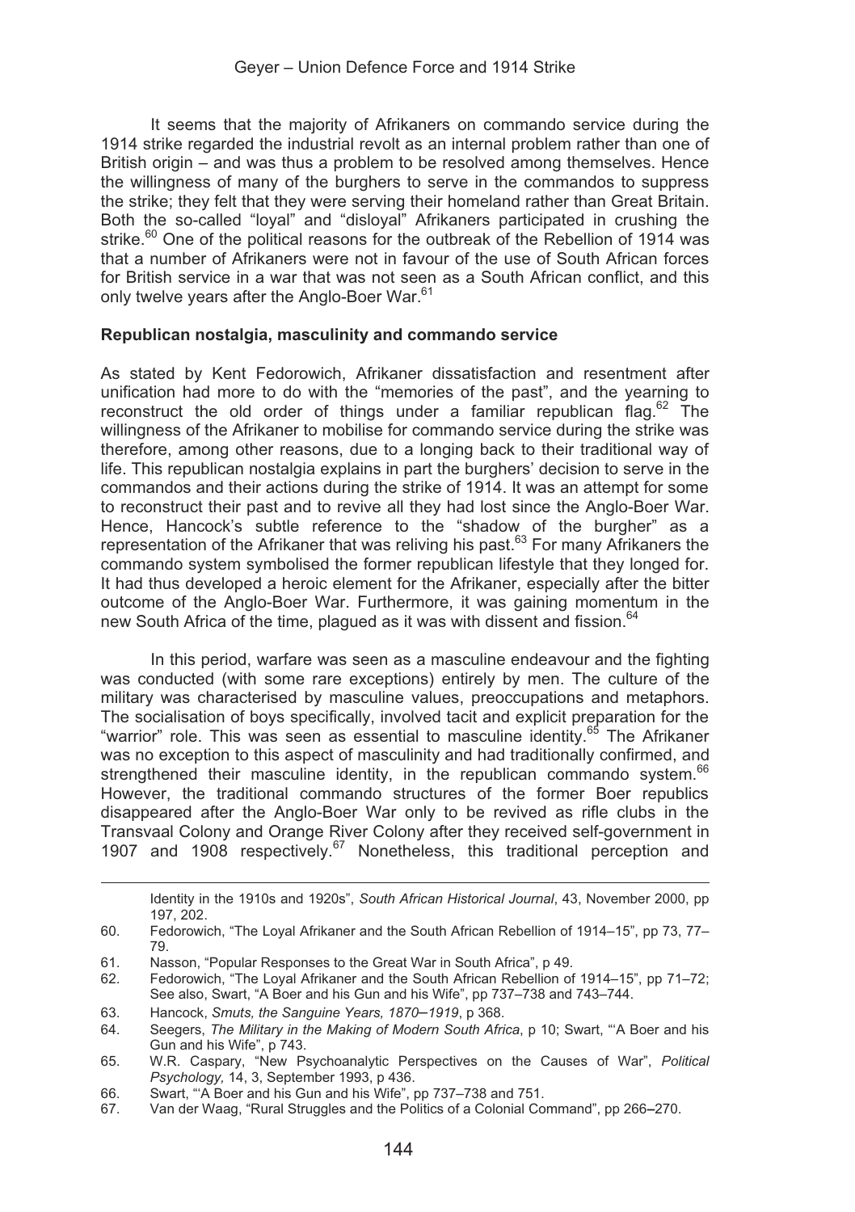It seems that the majority of Afrikaners on commando service during the 1914 strike regarded the industrial revolt as an internal problem rather than one of British origin – and was thus a problem to be resolved among themselves. Hence the willingness of many of the burghers to serve in the commandos to suppress the strike; they felt that they were serving their homeland rather than Great Britain. Both the so-called "loyal" and "disloyal" Afrikaners participated in crushing the strike.[60] One of the political reasons for the outbreak of the Rebellion of 1914 was that a number of Afrikaners were not in favour of the use of South African forces for British service in a war that was not seen as a South African conflict, and this only twelve years after the Anglo-Boer War.[61]

**Republican nostalgia, masculinity and commando service**

As stated by Kent Fedorowich, Afrikaner dissatisfaction and resentment after unification had more to do with the "memories of the past", and the yearning to reconstruct the old order of things under a familiar republican flag.[62] The willingness of the Afrikaner to mobilise for commando service during the strike was therefore, among other reasons, due to a longing back to their traditional way of life. This republican nostalgia explains in part the burghers' decision to serve in the commandos and their actions during the strike of 1914. It was an attempt for some to reconstruct their past and to revive all they had lost since the Anglo-Boer War. Hence, Hancock's subtle reference to the "shadow of the burgher" as a representation of the Afrikaner that was reliving his past.[63] For many Afrikaners the commando system symbolised the former republican lifestyle that they longed for. It had thus developed a heroic element for the Afrikaner, especially after the bitter outcome of the Anglo-Boer War. Furthermore, it was gaining momentum in the new South Africa of the time, plagued as it was with dissent and fission.[64]

In this period, warfare was seen as a masculine endeavour and the fighting was conducted (with some rare exceptions) entirely by men. The culture of the military was characterised by masculine values, preoccupations and metaphors. The socialisation of boys specifically, involved tacit and explicit preparation for the "warrior" role. This was seen as essential to masculine identity.[65] The Afrikaner was no exception to this aspect of masculinity and had traditionally confirmed, and strengthened their masculine identity, in the republican commando system.[66] However, the traditional commando structures of the former Boer republics disappeared after the Anglo-Boer War only to be revived as rifle clubs in the Transvaal Colony and Orange River Colony after they received self-government in 1907 and 1908 respectively.[67] Nonetheless, this traditional perception and

---

Identity in the 1910s and 1920s", *South African Historical Journal*, 43, November 2000, pp 197, 202.

60. Fedorowich, "The Loyal Afrikaner and the South African Rebellion of 1914–15", pp 73, 77–79.
61. Nasson, "Popular Responses to the Great War in South Africa", p 49.
62. Fedorowich, "The Loyal Afrikaner and the South African Rebellion of 1914–15", pp 71–72; See also, Swart, "A Boer and his Gun and his Wife", pp 737–738 and 743–744.
63. Hancock, *Smuts, the Sanguine Years, 1870–1919*, p 368.
64. Seegers, *The Military in the Making of Modern South Africa*, p 10; Swart, "'A Boer and his Gun and his Wife", p 743.
65. W.R. Caspary, "New Psychoanalytic Perspectives on the Causes of War", *Political Psychology,* 14, 3, September 1993, p 436.
66. Swart, "'A Boer and his Gun and his Wife", pp 737–738 and 751.
67. Van der Waag, "Rural Struggles and the Politics of a Colonial Command", pp 266–270.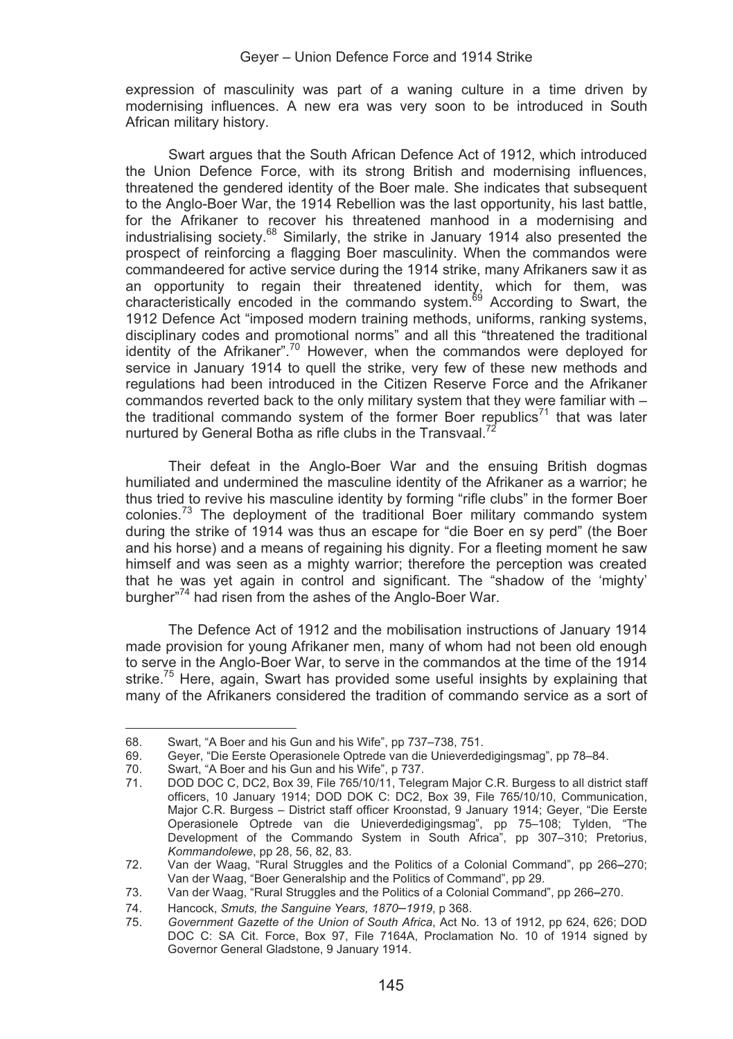expression of masculinity was part of a waning culture in a time driven by modernising influences. A new era was very soon to be introduced in South African military history.

Swart argues that the South African Defence Act of 1912, which introduced the Union Defence Force, with its strong British and modernising influences, threatened the gendered identity of the Boer male. She indicates that subsequent to the Anglo-Boer War, the 1914 Rebellion was the last opportunity, his last battle, for the Afrikaner to recover his threatened manhood in a modernising and industrialising society.[68] Similarly, the strike in January 1914 also presented the prospect of reinforcing a flagging Boer masculinity. When the commandos were commandeered for active service during the 1914 strike, many Afrikaners saw it as an opportunity to regain their threatened identity, which for them, was characteristically encoded in the commando system.[69] According to Swart, the 1912 Defence Act "imposed modern training methods, uniforms, ranking systems, disciplinary codes and promotional norms" and all this "threatened the traditional identity of the Afrikaner".[70] However, when the commandos were deployed for service in January 1914 to quell the strike, very few of these new methods and regulations had been introduced in the Citizen Reserve Force and the Afrikaner commandos reverted back to the only military system that they were familiar with – the traditional commando system of the former Boer republics[71] that was later nurtured by General Botha as rifle clubs in the Transvaal.[72]

Their defeat in the Anglo-Boer War and the ensuing British dogmas humiliated and undermined the masculine identity of the Afrikaner as a warrior; he thus tried to revive his masculine identity by forming "rifle clubs" in the former Boer colonies.[73] The deployment of the traditional Boer military commando system during the strike of 1914 was thus an escape for "die Boer en sy perd" (the Boer and his horse) and a means of regaining his dignity. For a fleeting moment he saw himself and was seen as a mighty warrior; therefore the perception was created that he was yet again in control and significant. The "shadow of the 'mighty' burgher"[74] had risen from the ashes of the Anglo-Boer War.

The Defence Act of 1912 and the mobilisation instructions of January 1914 made provision for young Afrikaner men, many of whom had not been old enough to serve in the Anglo-Boer War, to serve in the commandos at the time of the 1914 strike.[75] Here, again, Swart has provided some useful insights by explaining that many of the Afrikaners considered the tradition of commando service as a sort of

---

68. Swart, "A Boer and his Gun and his Wife", pp 737–738, 751.
69. Geyer, "Die Eerste Operasionele Optrede van die Unieverdedigingsmag", pp 78–84.
70. Swart, "A Boer and his Gun and his Wife", p 737.
71. DOD DOC C, DC2, Box 39, File 765/10/11, Telegram Major C.R. Burgess to all district staff officers, 10 January 1914; DOD DOK C: DC2, Box 39, File 765/10/10, Communication, Major C.R. Burgess – District staff officer Kroonstad, 9 January 1914; Geyer, "Die Eerste Operasionele Optrede van die Unieverdedigingsmag", pp 75–108; Tylden, "The Development of the Commando System in South Africa", pp 307–310; Pretorius, *Kommandolewe*, pp 28, 56, 82, 83.
72. Van der Waag, "Rural Struggles and the Politics of a Colonial Command", pp 266–270; Van der Waag, "Boer Generalship and the Politics of Command", pp 29.
73. Van der Waag, "Rural Struggles and the Politics of a Colonial Command", pp 266–270.
74. Hancock, *Smuts, the Sanguine Years, 1870–1919*, p 368.
75. *Government Gazette of the Union of South Africa*, Act No. 13 of 1912, pp 624, 626; DOD DOC C: SA Cit. Force, Box 97, File 7164A, Proclamation No. 10 of 1914 signed by Governor General Gladstone, 9 January 1914.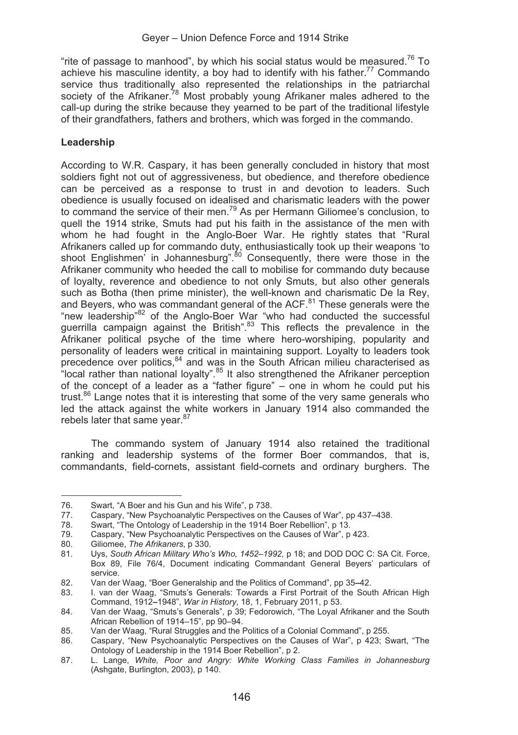"rite of passage to manhood", by which his social status would be measured.[76] To achieve his masculine identity, a boy had to identify with his father.[77] Commando service thus traditionally also represented the relationships in the patriarchal society of the Afrikaner.[78] Most probably young Afrikaner males adhered to the call-up during the strike because they yearned to be part of the traditional lifestyle of their grandfathers, fathers and brothers, which was forged in the commando.

**Leadership**

According to W.R. Caspary, it has been generally concluded in history that most soldiers fight not out of aggressiveness, but obedience, and therefore obedience can be perceived as a response to trust in and devotion to leaders. Such obedience is usually focused on idealised and charismatic leaders with the power to command the service of their men.[79] As per Hermann Giliomee's conclusion, to quell the 1914 strike, Smuts had put his faith in the assistance of the men with whom he had fought in the Anglo-Boer War. He rightly states that "Rural Afrikaners called up for commando duty, enthusiastically took up their weapons 'to shoot Englishmen' in Johannesburg".[80] Consequently, there were those in the Afrikaner community who heeded the call to mobilise for commando duty because of loyalty, reverence and obedience to not only Smuts, but also other generals such as Botha (then prime minister), the well-known and charismatic De la Rey, and Beyers, who was commandant general of the ACF.[81] These generals were the "new leadership"[82] of the Anglo-Boer War "who had conducted the successful guerrilla campaign against the British".[83] This reflects the prevalence in the Afrikaner political psyche of the time where hero-worshiping, popularity and personality of leaders were critical in maintaining support. Loyalty to leaders took precedence over politics,[84] and was in the South African milieu characterised as "local rather than national loyalty".[85] It also strengthened the Afrikaner perception of the concept of a leader as a "father figure" – one in whom he could put his trust.[86] Lange notes that it is interesting that some of the very same generals who led the attack against the white workers in January 1914 also commanded the rebels later that same year.[87]

The commando system of January 1914 also retained the traditional ranking and leadership systems of the former Boer commandos, that is, commandants, field-cornets, assistant field-cornets and ordinary burghers. The

---

76. Swart, "A Boer and his Gun and his Wife", p 738.
77. Caspary, "New Psychoanalytic Perspectives on the Causes of War", pp 437–438.
78. Swart, "The Ontology of Leadership in the 1914 Boer Rebellion", p 13.
79. Caspary, "New Psychoanalytic Perspectives on the Causes of War", p 423.
80. Giliomee, *The Afrikaners*, p 330.
81. Uys, *South African Military Who's Who, 1452–1992,* p 18; and DOD DOC C: SA Cit. Force, Box 89, File 76/4, Document indicating Commandant General Beyers' particulars of service.
82. Van der Waag, "Boer Generalship and the Politics of Command", pp 35–42.
83. I. van der Waag, "Smuts's Generals: Towards a First Portrait of the South African High Command, 1912–1948", *War in History*, 18, 1, February 2011, p 53.
84. Van der Waag, "Smuts's Generals", p 39; Fedorowich, "The Loyal Afrikaner and the South African Rebellion of 1914–15", pp 90–94.
85. Van der Waag, "Rural Struggles and the Politics of a Colonial Command", p 255.
86. Caspary, "New Psychoanalytic Perspectives on the Causes of War", p 423; Swart, "The Ontology of Leadership in the 1914 Boer Rebellion", p 2.
87. L. Lange, *White, Poor and Angry: White Working Class Families in Johannesburg* (Ashgate, Burlington, 2003), p 140.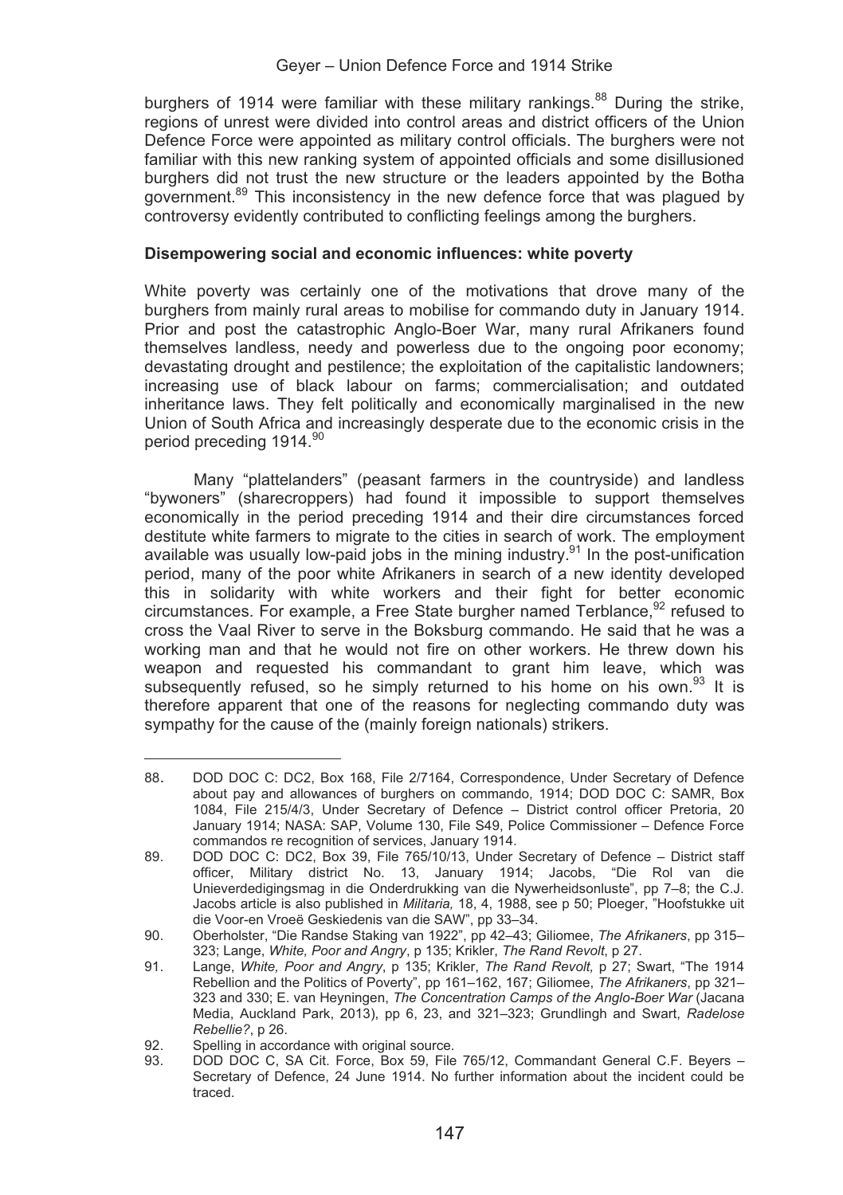burghers of 1914 were familiar with these military rankings.[88] During the strike, regions of unrest were divided into control areas and district officers of the Union Defence Force were appointed as military control officials. The burghers were not familiar with this new ranking system of appointed officials and some disillusioned burghers did not trust the new structure or the leaders appointed by the Botha government.[89] This inconsistency in the new defence force that was plagued by controversy evidently contributed to conflicting feelings among the burghers.

**Disempowering social and economic influences: white poverty**

White poverty was certainly one of the motivations that drove many of the burghers from mainly rural areas to mobilise for commando duty in January 1914. Prior and post the catastrophic Anglo-Boer War, many rural Afrikaners found themselves landless, needy and powerless due to the ongoing poor economy; devastating drought and pestilence; the exploitation of the capitalistic landowners; increasing use of black labour on farms; commercialisation; and outdated inheritance laws. They felt politically and economically marginalised in the new Union of South Africa and increasingly desperate due to the economic crisis in the period preceding 1914.[90]

Many "plattelanders" (peasant farmers in the countryside) and landless "bywoners" (sharecroppers) had found it impossible to support themselves economically in the period preceding 1914 and their dire circumstances forced destitute white farmers to migrate to the cities in search of work. The employment available was usually low-paid jobs in the mining industry.[91] In the post-unification period, many of the poor white Afrikaners in search of a new identity developed this in solidarity with white workers and their fight for better economic circumstances. For example, a Free State burgher named Terblance,[92] refused to cross the Vaal River to serve in the Boksburg commando. He said that he was a working man and that he would not fire on other workers. He threw down his weapon and requested his commandant to grant him leave, which was subsequently refused, so he simply returned to his home on his own.[93] It is therefore apparent that one of the reasons for neglecting commando duty was sympathy for the cause of the (mainly foreign nationals) strikers.

---

88. DOD DOC C: DC2, Box 168, File 2/7164, Correspondence, Under Secretary of Defence about pay and allowances of burghers on commando, 1914; DOD DOC C: SAMR, Box 1084, File 215/4/3, Under Secretary of Defence – District control officer Pretoria, 20 January 1914; NASA: SAP, Volume 130, File S49, Police Commissioner – Defence Force commandos re recognition of services, January 1914.
89. DOD DOC C: DC2, Box 39, File 765/10/13, Under Secretary of Defence – District staff officer, Military district No. 13, January 1914; Jacobs, "Die Rol van die Unieverdedigingsmag in die Onderdrukking van die Nywerheidsonluste", pp 7–8; the C.J. Jacobs article is also published in *Militaria,* 18, 4, 1988, see p 50; Ploeger, "Hoofstukke uit die Voor-en Vroeë Geskiedenis van die SAW", pp 33–34.
90. Oberholster, "Die Randse Staking van 1922", pp 42–43; Giliomee, *The Afrikaners*, pp 315–323; Lange, *White, Poor and Angry*, p 135; Krikler, *The Rand Revolt*, p 27.
91. Lange, *White, Poor and Angry*, p 135; Krikler, *The Rand Revolt,* p 27; Swart, "The 1914 Rebellion and the Politics of Poverty", pp 161–162, 167; Giliomee, *The Afrikaners*, pp 321–323 and 330; E. van Heyningen, *The Concentration Camps of the Anglo-Boer War* (Jacana Media, Auckland Park, 2013), pp 6, 23, and 321–323; Grundlingh and Swart, *Radelose Rebellie?*, p 26.
92. Spelling in accordance with original source.
93. DOD DOC C, SA Cit. Force, Box 59, File 765/12, Commandant General C.F. Beyers – Secretary of Defence, 24 June 1914. No further information about the incident could be traced.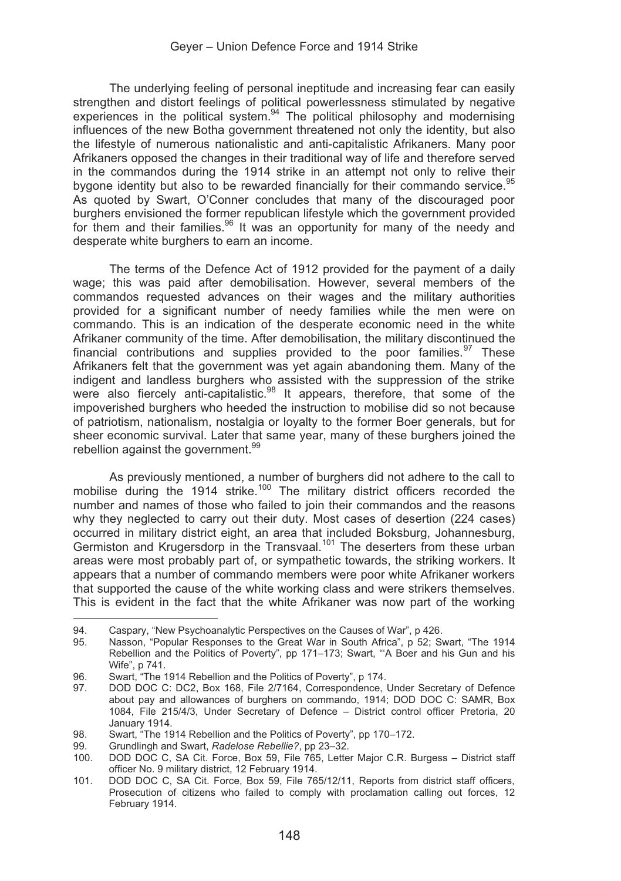The underlying feeling of personal ineptitude and increasing fear can easily strengthen and distort feelings of political powerlessness stimulated by negative experiences in the political system.[94] The political philosophy and modernising influences of the new Botha government threatened not only the identity, but also the lifestyle of numerous nationalistic and anti-capitalistic Afrikaners. Many poor Afrikaners opposed the changes in their traditional way of life and therefore served in the commandos during the 1914 strike in an attempt not only to relive their bygone identity but also to be rewarded financially for their commando service.[95] As quoted by Swart, O'Conner concludes that many of the discouraged poor burghers envisioned the former republican lifestyle which the government provided for them and their families.[96] It was an opportunity for many of the needy and desperate white burghers to earn an income.

The terms of the Defence Act of 1912 provided for the payment of a daily wage; this was paid after demobilisation. However, several members of the commandos requested advances on their wages and the military authorities provided for a significant number of needy families while the men were on commando. This is an indication of the desperate economic need in the white Afrikaner community of the time. After demobilisation, the military discontinued the financial contributions and supplies provided to the poor families.[97] These Afrikaners felt that the government was yet again abandoning them. Many of the indigent and landless burghers who assisted with the suppression of the strike were also fiercely anti-capitalistic.[98] It appears, therefore, that some of the impoverished burghers who heeded the instruction to mobilise did so not because of patriotism, nationalism, nostalgia or loyalty to the former Boer generals, but for sheer economic survival. Later that same year, many of these burghers joined the rebellion against the government.[99]

As previously mentioned, a number of burghers did not adhere to the call to mobilise during the 1914 strike.[100] The military district officers recorded the number and names of those who failed to join their commandos and the reasons why they neglected to carry out their duty. Most cases of desertion (224 cases) occurred in military district eight, an area that included Boksburg, Johannesburg, Germiston and Krugersdorp in the Transvaal.[101] The deserters from these urban areas were most probably part of, or sympathetic towards, the striking workers. It appears that a number of commando members were poor white Afrikaner workers that supported the cause of the white working class and were strikers themselves. This is evident in the fact that the white Afrikaner was now part of the working

---

94. Caspary, "New Psychoanalytic Perspectives on the Causes of War", p 426.
95. Nasson, "Popular Responses to the Great War in South Africa", p 52; Swart, "The 1914 Rebellion and the Politics of Poverty", pp 171–173; Swart, "'A Boer and his Gun and his Wife", p 741.
96. Swart, "The 1914 Rebellion and the Politics of Poverty", p 174.
97. DOD DOC C: DC2, Box 168, File 2/7164, Correspondence, Under Secretary of Defence about pay and allowances of burghers on commando, 1914; DOD DOC C: SAMR, Box 1084, File 215/4/3, Under Secretary of Defence – District control officer Pretoria, 20 January 1914.
98. Swart, "The 1914 Rebellion and the Politics of Poverty", pp 170–172.
99. Grundlingh and Swart, *Radelose Rebellie?*, pp 23–32.
100. DOD DOC C, SA Cit. Force, Box 59, File 765, Letter Major C.R. Burgess – District staff officer No. 9 military district, 12 February 1914.
101. DOD DOC C, SA Cit. Force, Box 59, File 765/12/11, Reports from district staff officers, Prosecution of citizens who failed to comply with proclamation calling out forces, 12 February 1914.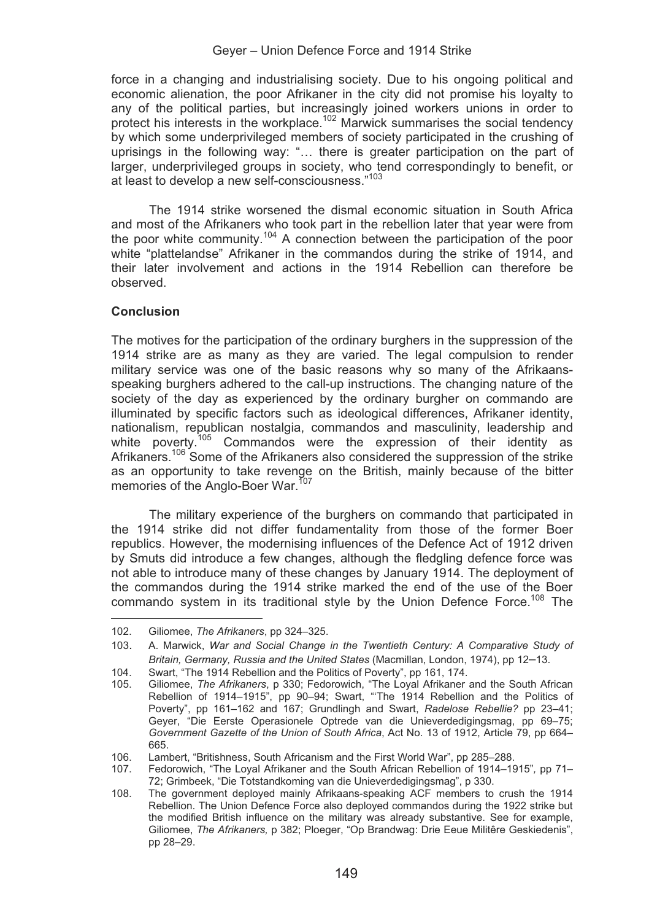force in a changing and industrialising society. Due to his ongoing political and economic alienation, the poor Afrikaner in the city did not promise his loyalty to any of the political parties, but increasingly joined workers unions in order to protect his interests in the workplace.[102] Marwick summarises the social tendency by which some underprivileged members of society participated in the crushing of uprisings in the following way: "… there is greater participation on the part of larger, underprivileged groups in society, who tend correspondingly to benefit, or at least to develop a new self-consciousness."[103]

The 1914 strike worsened the dismal economic situation in South Africa and most of the Afrikaners who took part in the rebellion later that year were from the poor white community.[104] A connection between the participation of the poor white "plattelandse" Afrikaner in the commandos during the strike of 1914, and their later involvement and actions in the 1914 Rebellion can therefore be observed.

**Conclusion**

The motives for the participation of the ordinary burghers in the suppression of the 1914 strike are as many as they are varied. The legal compulsion to render military service was one of the basic reasons why so many of the Afrikaans-speaking burghers adhered to the call-up instructions. The changing nature of the society of the day as experienced by the ordinary burgher on commando are illuminated by specific factors such as ideological differences, Afrikaner identity, nationalism, republican nostalgia, commandos and masculinity, leadership and white poverty.[105] Commandos were the expression of their identity as Afrikaners.[106] Some of the Afrikaners also considered the suppression of the strike as an opportunity to take revenge on the British, mainly because of the bitter memories of the Anglo-Boer War.[107]

The military experience of the burghers on commando that participated in the 1914 strike did not differ fundamentality from those of the former Boer republics. However, the modernising influences of the Defence Act of 1912 driven by Smuts did introduce a few changes, although the fledgling defence force was not able to introduce many of these changes by January 1914. The deployment of the commandos during the 1914 strike marked the end of the use of the Boer commando system in its traditional style by the Union Defence Force.[108] The

---

102. Giliomee, *The Afrikaners*, pp 324–325.
103. A. Marwick, *War and Social Change in the Twentieth Century: A Comparative Study of Britain, Germany, Russia and the United States* (Macmillan, London, 1974), pp 12–13.
104. Swart, "The 1914 Rebellion and the Politics of Poverty", pp 161, 174.
105. Giliomee, *The Afrikaners*, p 330; Fedorowich, "The Loyal Afrikaner and the South African Rebellion of 1914–1915", pp 90–94; Swart, "'The 1914 Rebellion and the Politics of Poverty", pp 161–162 and 167; Grundlingh and Swart, *Radelose Rebellie?* pp 23–41; Geyer, "Die Eerste Operasionele Optrede van die Unieverdedigingsmag, pp 69–75; *Government Gazette of the Union of South Africa*, Act No. 13 of 1912, Article 79, pp 664–665.
106. Lambert, "Britishness, South Africanism and the First World War", pp 285–288.
107. Fedorowich, "The Loyal Afrikaner and the South African Rebellion of 1914–1915", pp 71–72; Grimbeek, "Die Totstandkoming van die Unieverdedigingsmag", p 330.
108. The government deployed mainly Afrikaans-speaking ACF members to crush the 1914 Rebellion. The Union Defence Force also deployed commandos during the 1922 strike but the modified British influence on the military was already substantive. See for example, Giliomee, *The Afrikaners,* p 382; Ploeger, "Op Brandwag: Drie Eeue Militêre Geskiedenis", pp 28–29.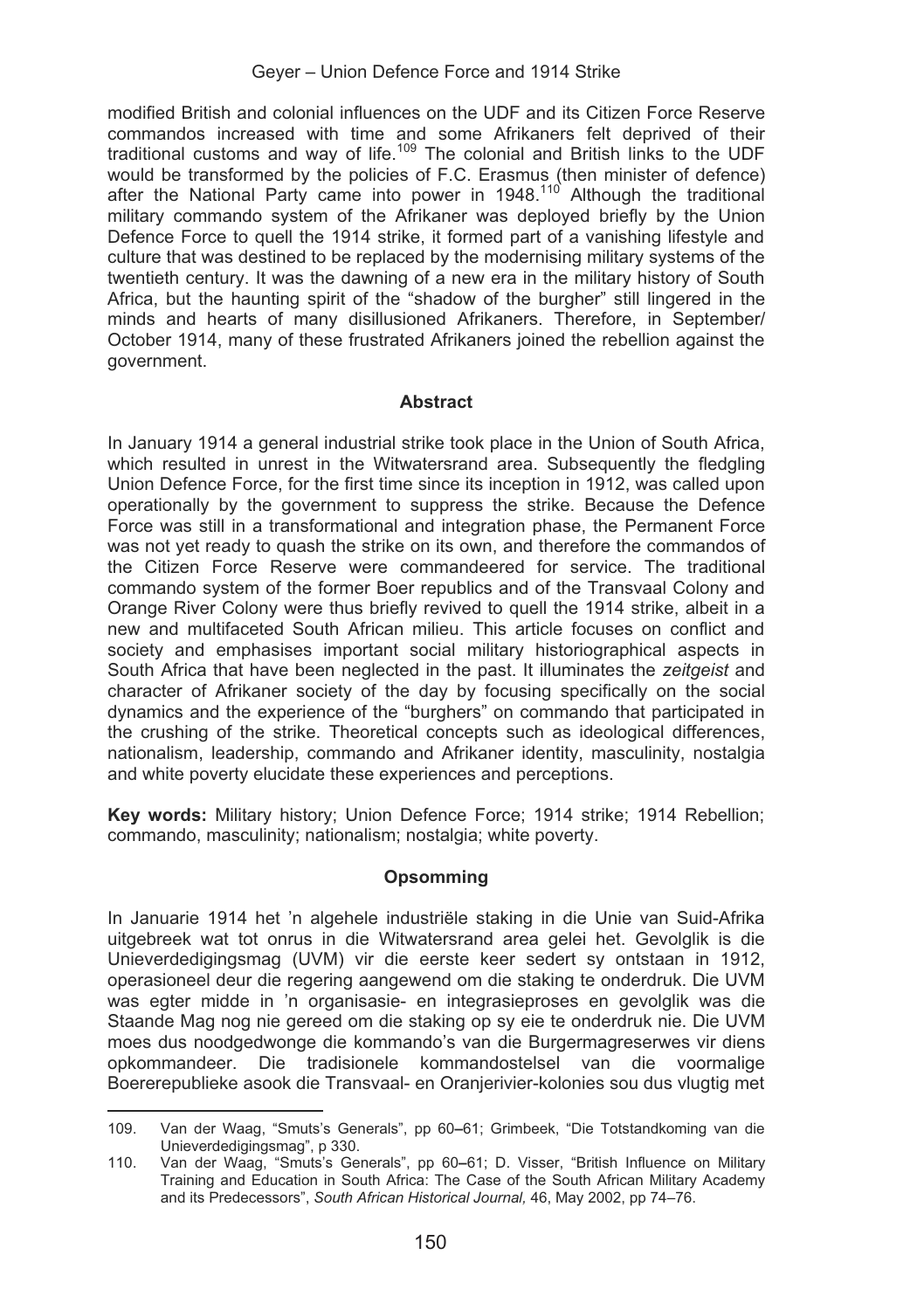modified British and colonial influences on the UDF and its Citizen Force Reserve commandos increased with time and some Afrikaners felt deprived of their traditional customs and way of life.[109] The colonial and British links to the UDF would be transformed by the policies of F.C. Erasmus (then minister of defence) after the National Party came into power in 1948.[110] Although the traditional military commando system of the Afrikaner was deployed briefly by the Union Defence Force to quell the 1914 strike, it formed part of a vanishing lifestyle and culture that was destined to be replaced by the modernising military systems of the twentieth century. It was the dawning of a new era in the military history of South Africa, but the haunting spirit of the "shadow of the burgher" still lingered in the minds and hearts of many disillusioned Afrikaners. Therefore, in September/ October 1914, many of these frustrated Afrikaners joined the rebellion against the government.

## Abstract

In January 1914 a general industrial strike took place in the Union of South Africa, which resulted in unrest in the Witwatersrand area. Subsequently the fledgling Union Defence Force, for the first time since its inception in 1912, was called upon operationally by the government to suppress the strike. Because the Defence Force was still in a transformational and integration phase, the Permanent Force was not yet ready to quash the strike on its own, and therefore the commandos of the Citizen Force Reserve were commandeered for service. The traditional commando system of the former Boer republics and of the Transvaal Colony and Orange River Colony were thus briefly revived to quell the 1914 strike, albeit in a new and multifaceted South African milieu. This article focuses on conflict and society and emphasises important social military historiographical aspects in South Africa that have been neglected in the past. It illuminates the *zeitgeist* and character of Afrikaner society of the day by focusing specifically on the social dynamics and the experience of the "burghers" on commando that participated in the crushing of the strike. Theoretical concepts such as ideological differences, nationalism, leadership, commando and Afrikaner identity, masculinity, nostalgia and white poverty elucidate these experiences and perceptions.

**Key words:** Military history; Union Defence Force; 1914 strike; 1914 Rebellion; commando, masculinity; nationalism; nostalgia; white poverty.

## Opsomming

In Januarie 1914 het 'n algehele industriële staking in die Unie van Suid-Afrika uitgebreek wat tot onrus in die Witwatersrand area gelei het. Gevolglik is die Unieverdedigingsmag (UVM) vir die eerste keer sedert sy ontstaan in 1912, operasioneel deur die regering aangewend om die staking te onderdruk. Die UVM was egter midde in 'n organisasie- en integrasieproses en gevolglik was die Staande Mag nog nie gereed om die staking op sy eie te onderdruk nie. Die UVM moes dus noodgedwonge die kommando's van die Burgermagreserwes vir diens opkommandeer. Die tradisionele kommandostelsel van die voormalige Boererepublieke asook die Transvaal- en Oranjerivier-kolonies sou dus vlugtig met

---

109. Van der Waag, "Smuts's Generals", pp 60–61; Grimbeek, "Die Totstandkoming van die Unieverdedigingsmag", p 330.

110. Van der Waag, "Smuts's Generals", pp 60–61; D. Visser, "British Influence on Military Training and Education in South Africa: The Case of the South African Military Academy and its Predecessors", *South African Historical Journal,* 46, May 2002, pp 74–76.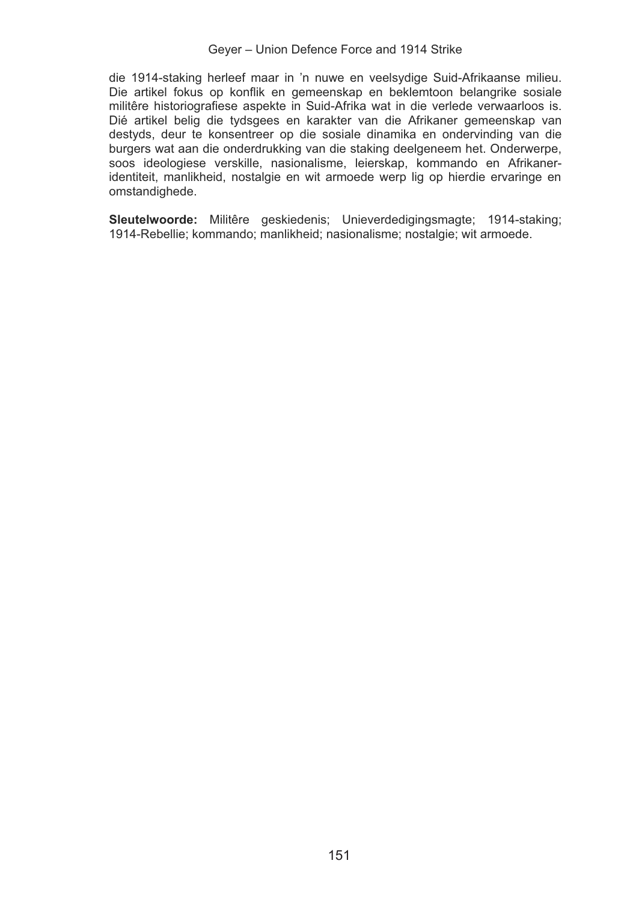die 1914-staking herleef maar in 'n nuwe en veelsydige Suid-Afrikaanse milieu. Die artikel fokus op konflik en gemeenskap en beklemtoon belangrike sosiale militêre historiografiese aspekte in Suid-Afrika wat in die verlede verwaarloos is. Dié artikel belig die tydsgees en karakter van die Afrikaner gemeenskap van destyds, deur te konsentreer op die sosiale dinamika en ondervinding van die burgers wat aan die onderdrukking van die staking deelgeneem het. Onderwerpe, soos ideologiese verskille, nasionalisme, leierskap, kommando en Afrikaner-identiteit, manlikheid, nostalgie en wit armoede werp lig op hierdie ervaringe en omstandighede.

**Sleutelwoorde:** Militêre geskiedenis; Unieverdedigingsmagte; 1914-staking; 1914-Rebellie; kommando; manlikheid; nasionalisme; nostalgie; wit armoede.